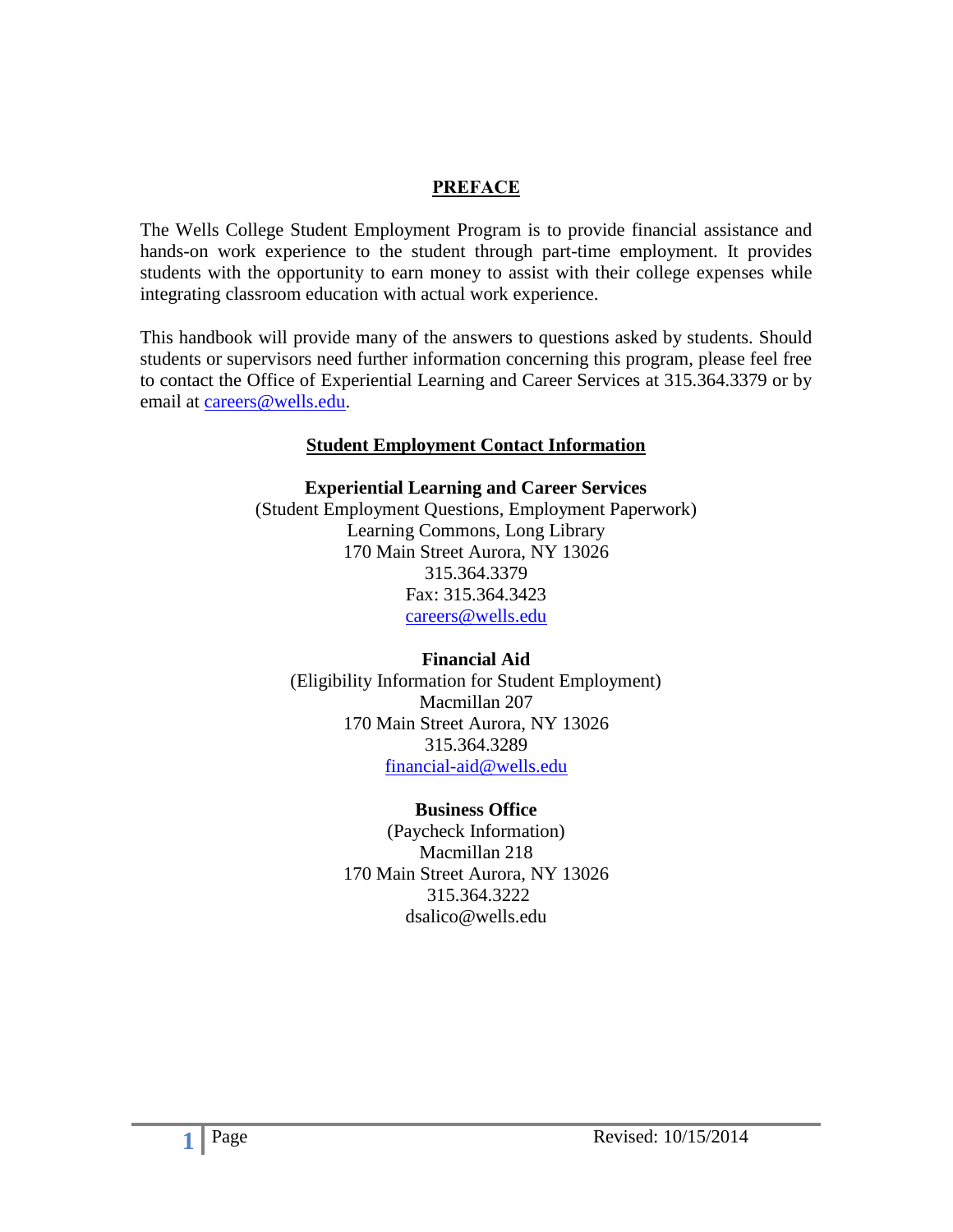# PREFACE

The Wells College Student Employment Program is to provide financial assistance and hands-on work experience to the student through part-time employment. It provides students with the opportunity to earn money to assist with their college expenses while integrating classroom education with actual work experience.

This handbook will provide many of the answers to questions asked by students. Should students or supervisors need further information concerning this program, please feel free to contact the Office of Experiential Learning and Career Services at 315.364.3379 or by email at careers@wells.edu.

## Student Employment Contact Information

**Experiential Learning and Career Services**
(Student Employment Questions, Employment Paperwork)
Learning Commons, Long Library
170 Main Street Aurora, NY 13026
315.364.3379
Fax: 315.364.3423
careers@wells.edu

**Financial Aid**
(Eligibility Information for Student Employment)
Macmillan 207
170 Main Street Aurora, NY 13026
315.364.3289
financial-aid@wells.edu

**Business Office**
(Paycheck Information)
Macmillan 218
170 Main Street Aurora, NY 13026
315.364.3222
dsalico@wells.edu

Revised: 10/15/2014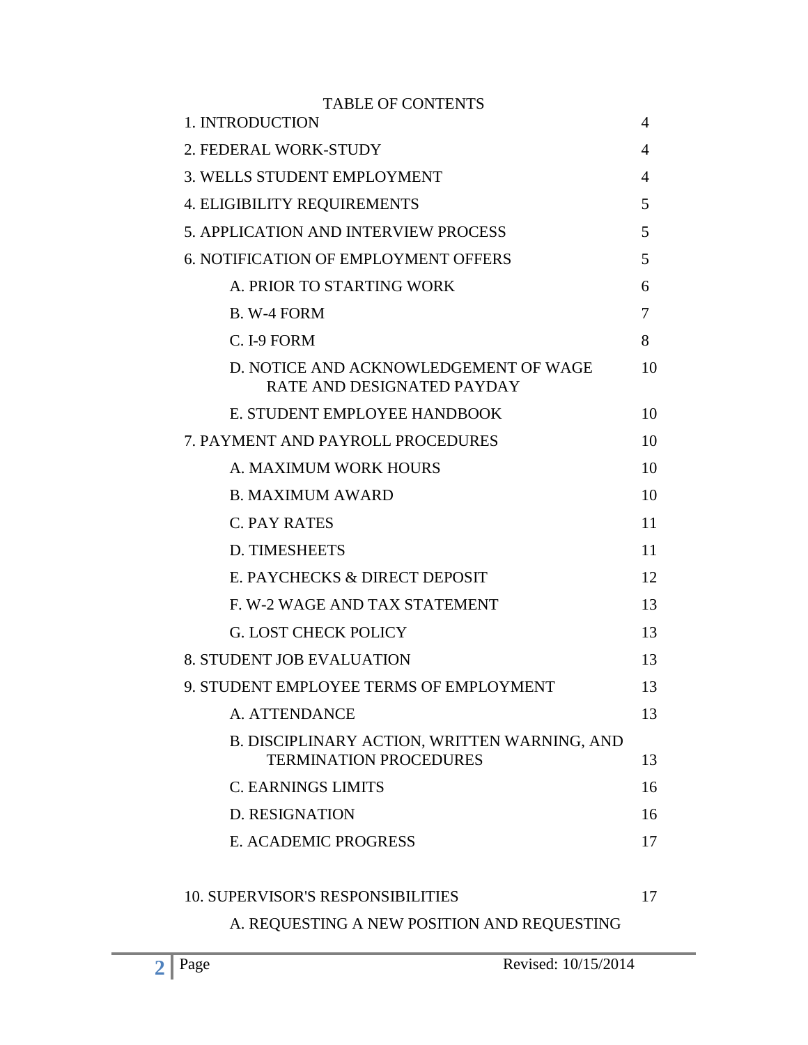TABLE OF CONTENTS

| | |
|---|---|
| 1. INTRODUCTION | 4 |
| 2. FEDERAL WORK-STUDY | 4 |
| 3. WELLS STUDENT EMPLOYMENT | 4 |
| 4. ELIGIBILITY REQUIREMENTS | 5 |
| 5. APPLICATION AND INTERVIEW PROCESS | 5 |
| 6. NOTIFICATION OF EMPLOYMENT OFFERS | 5 |
| A. PRIOR TO STARTING WORK | 6 |
| B. W-4 FORM | 7 |
| C. I-9 FORM | 8 |
| D. NOTICE AND ACKNOWLEDGEMENT OF WAGE RATE AND DESIGNATED PAYDAY | 10 |
| E. STUDENT EMPLOYEE HANDBOOK | 10 |
| 7. PAYMENT AND PAYROLL PROCEDURES | 10 |
| A. MAXIMUM WORK HOURS | 10 |
| B. MAXIMUM AWARD | 10 |
| C. PAY RATES | 11 |
| D. TIMESHEETS | 11 |
| E. PAYCHECKS & DIRECT DEPOSIT | 12 |
| F. W-2 WAGE AND TAX STATEMENT | 13 |
| G. LOST CHECK POLICY | 13 |
| 8. STUDENT JOB EVALUATION | 13 |
| 9. STUDENT EMPLOYEE TERMS OF EMPLOYMENT | 13 |
| A. ATTENDANCE | 13 |
| B. DISCIPLINARY ACTION, WRITTEN WARNING, AND TERMINATION PROCEDURES | 13 |
| C. EARNINGS LIMITS | 16 |
| D. RESIGNATION | 16 |
| E. ACADEMIC PROGRESS | 17 |
| 10. SUPERVISOR'S RESPONSIBILITIES | 17 |
| A. REQUESTING A NEW POSITION AND REQUESTING | |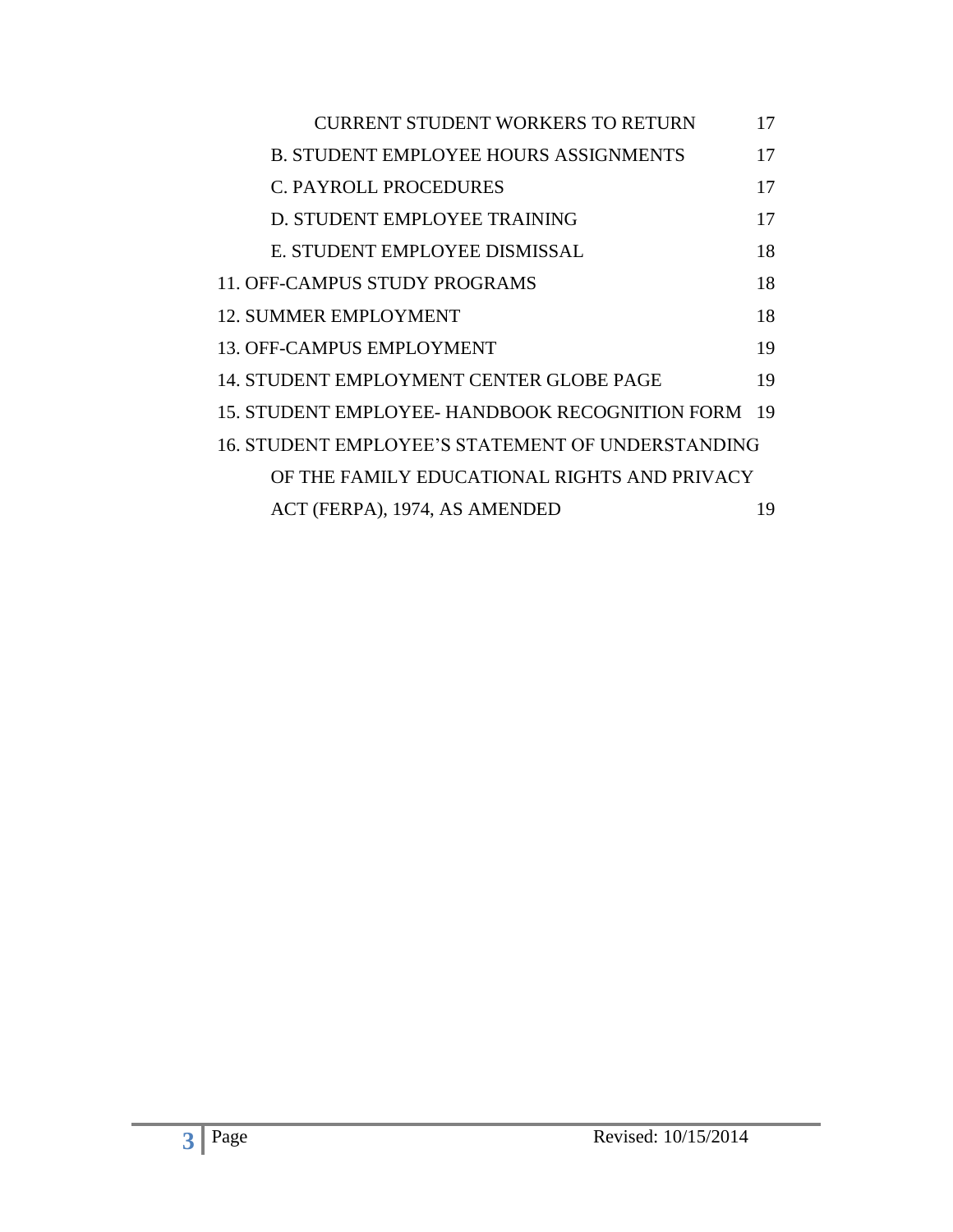| | |
|---|---|
| CURRENT STUDENT WORKERS TO RETURN | 17 |
| B. STUDENT EMPLOYEE HOURS ASSIGNMENTS | 17 |
| C. PAYROLL PROCEDURES | 17 |
| D. STUDENT EMPLOYEE TRAINING | 17 |
| E. STUDENT EMPLOYEE DISMISSAL | 18 |
| 11. OFF-CAMPUS STUDY PROGRAMS | 18 |
| 12. SUMMER EMPLOYMENT | 18 |
| 13. OFF-CAMPUS EMPLOYMENT | 19 |
| 14. STUDENT EMPLOYMENT CENTER GLOBE PAGE | 19 |
| 15. STUDENT EMPLOYEE- HANDBOOK RECOGNITION FORM | 19 |
| 16. STUDENT EMPLOYEE'S STATEMENT OF UNDERSTANDING OF THE FAMILY EDUCATIONAL RIGHTS AND PRIVACY ACT (FERPA), 1974, AS AMENDED | 19 |

Revised: 10/15/2014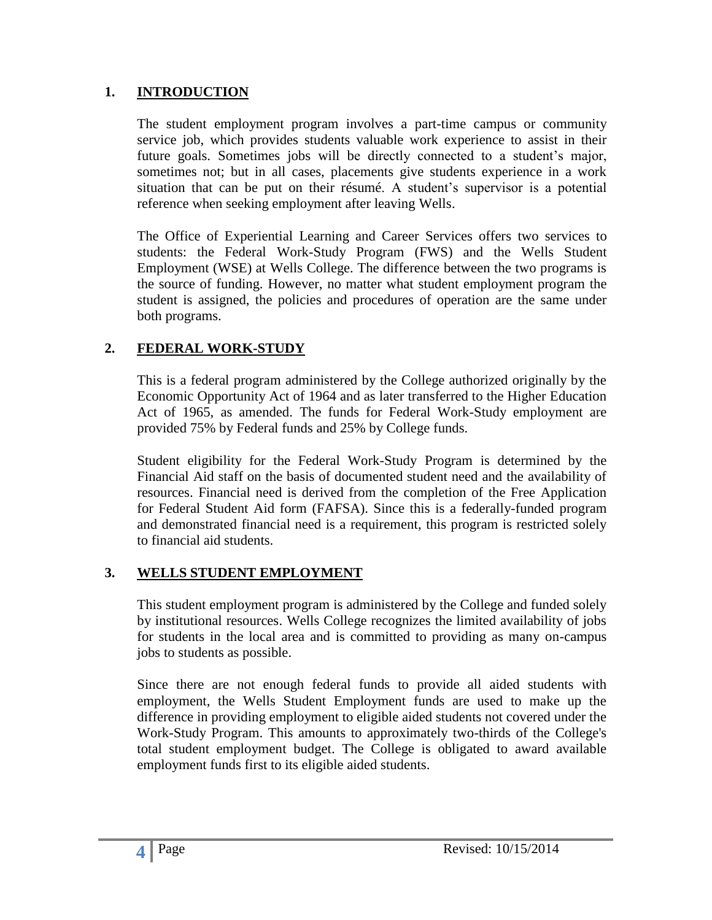## 1. INTRODUCTION

The student employment program involves a part-time campus or community service job, which provides students valuable work experience to assist in their future goals. Sometimes jobs will be directly connected to a student's major, sometimes not; but in all cases, placements give students experience in a work situation that can be put on their résumé. A student's supervisor is a potential reference when seeking employment after leaving Wells.

The Office of Experiential Learning and Career Services offers two services to students: the Federal Work-Study Program (FWS) and the Wells Student Employment (WSE) at Wells College. The difference between the two programs is the source of funding. However, no matter what student employment program the student is assigned, the policies and procedures of operation are the same under both programs.

## 2. FEDERAL WORK-STUDY

This is a federal program administered by the College authorized originally by the Economic Opportunity Act of 1964 and as later transferred to the Higher Education Act of 1965, as amended. The funds for Federal Work-Study employment are provided 75% by Federal funds and 25% by College funds.

Student eligibility for the Federal Work-Study Program is determined by the Financial Aid staff on the basis of documented student need and the availability of resources. Financial need is derived from the completion of the Free Application for Federal Student Aid form (FAFSA). Since this is a federally-funded program and demonstrated financial need is a requirement, this program is restricted solely to financial aid students.

## 3. WELLS STUDENT EMPLOYMENT

This student employment program is administered by the College and funded solely by institutional resources. Wells College recognizes the limited availability of jobs for students in the local area and is committed to providing as many on-campus jobs to students as possible.

Since there are not enough federal funds to provide all aided students with employment, the Wells Student Employment funds are used to make up the difference in providing employment to eligible aided students not covered under the Work-Study Program. This amounts to approximately two-thirds of the College's total student employment budget. The College is obligated to award available employment funds first to its eligible aided students.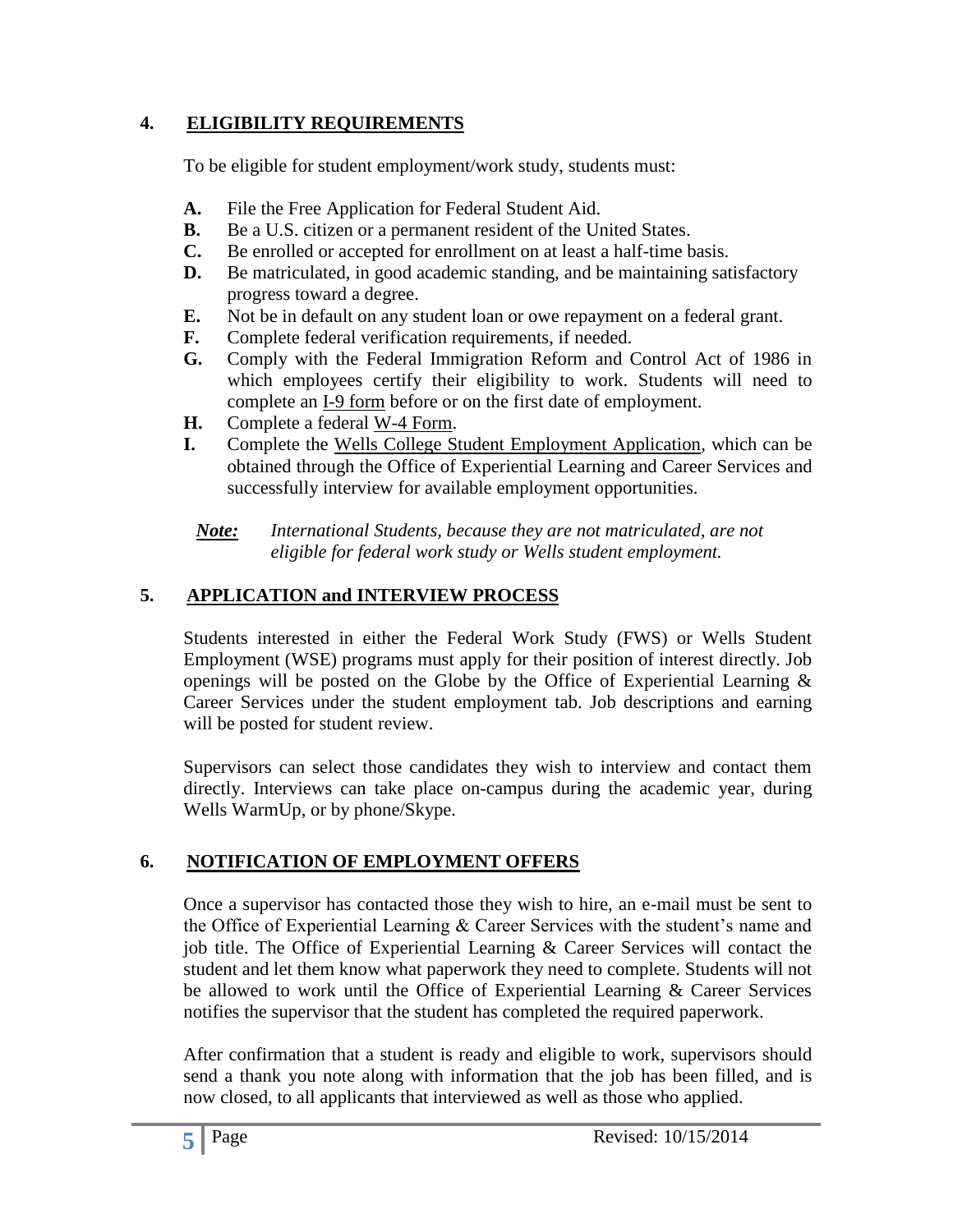## 4. ELIGIBILITY REQUIREMENTS

To be eligible for student employment/work study, students must:

- **A.** File the Free Application for Federal Student Aid.
- **B.** Be a U.S. citizen or a permanent resident of the United States.
- **C.** Be enrolled or accepted for enrollment on at least a half-time basis.
- **D.** Be matriculated, in good academic standing, and be maintaining satisfactory progress toward a degree.
- **E.** Not be in default on any student loan or owe repayment on a federal grant.
- **F.** Complete federal verification requirements, if needed.
- **G.** Comply with the Federal Immigration Reform and Control Act of 1986 in which employees certify their eligibility to work. Students will need to complete an I-9 form before or on the first date of employment.
- **H.** Complete a federal W-4 Form.
- **I.** Complete the Wells College Student Employment Application, which can be obtained through the Office of Experiential Learning and Career Services and successfully interview for available employment opportunities.

***Note:*** *International Students, because they are not matriculated, are not eligible for federal work study or Wells student employment.*

## 5. APPLICATION and INTERVIEW PROCESS

Students interested in either the Federal Work Study (FWS) or Wells Student Employment (WSE) programs must apply for their position of interest directly. Job openings will be posted on the Globe by the Office of Experiential Learning & Career Services under the student employment tab. Job descriptions and earning will be posted for student review.

Supervisors can select those candidates they wish to interview and contact them directly. Interviews can take place on-campus during the academic year, during Wells WarmUp, or by phone/Skype.

## 6. NOTIFICATION OF EMPLOYMENT OFFERS

Once a supervisor has contacted those they wish to hire, an e-mail must be sent to the Office of Experiential Learning & Career Services with the student's name and job title. The Office of Experiential Learning & Career Services will contact the student and let them know what paperwork they need to complete. Students will not be allowed to work until the Office of Experiential Learning & Career Services notifies the supervisor that the student has completed the required paperwork.

After confirmation that a student is ready and eligible to work, supervisors should send a thank you note along with information that the job has been filled, and is now closed, to all applicants that interviewed as well as those who applied.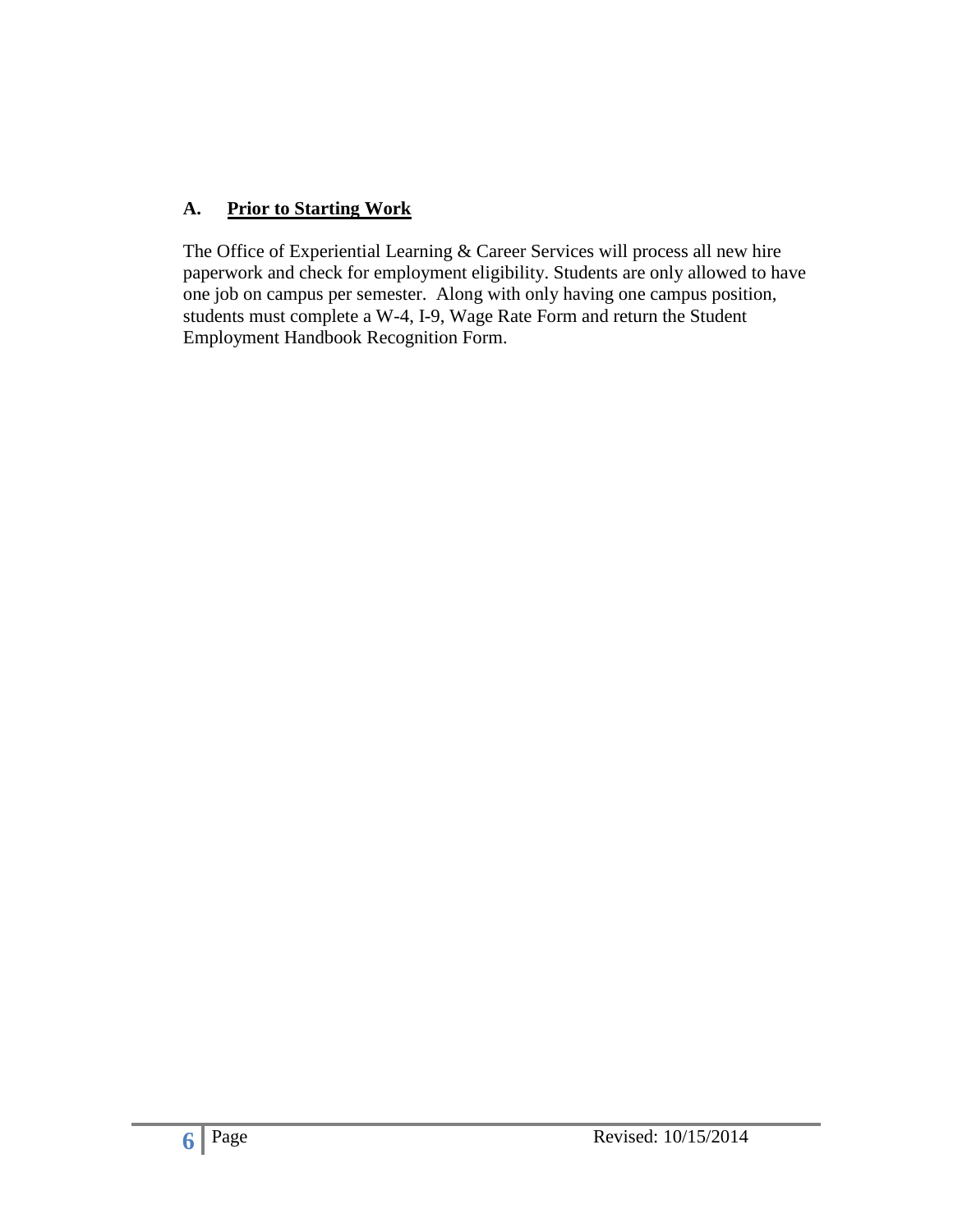## A. Prior to Starting Work

The Office of Experiential Learning & Career Services will process all new hire paperwork and check for employment eligibility. Students are only allowed to have one job on campus per semester. Along with only having one campus position, students must complete a W-4, I-9, Wage Rate Form and return the Student Employment Handbook Recognition Form.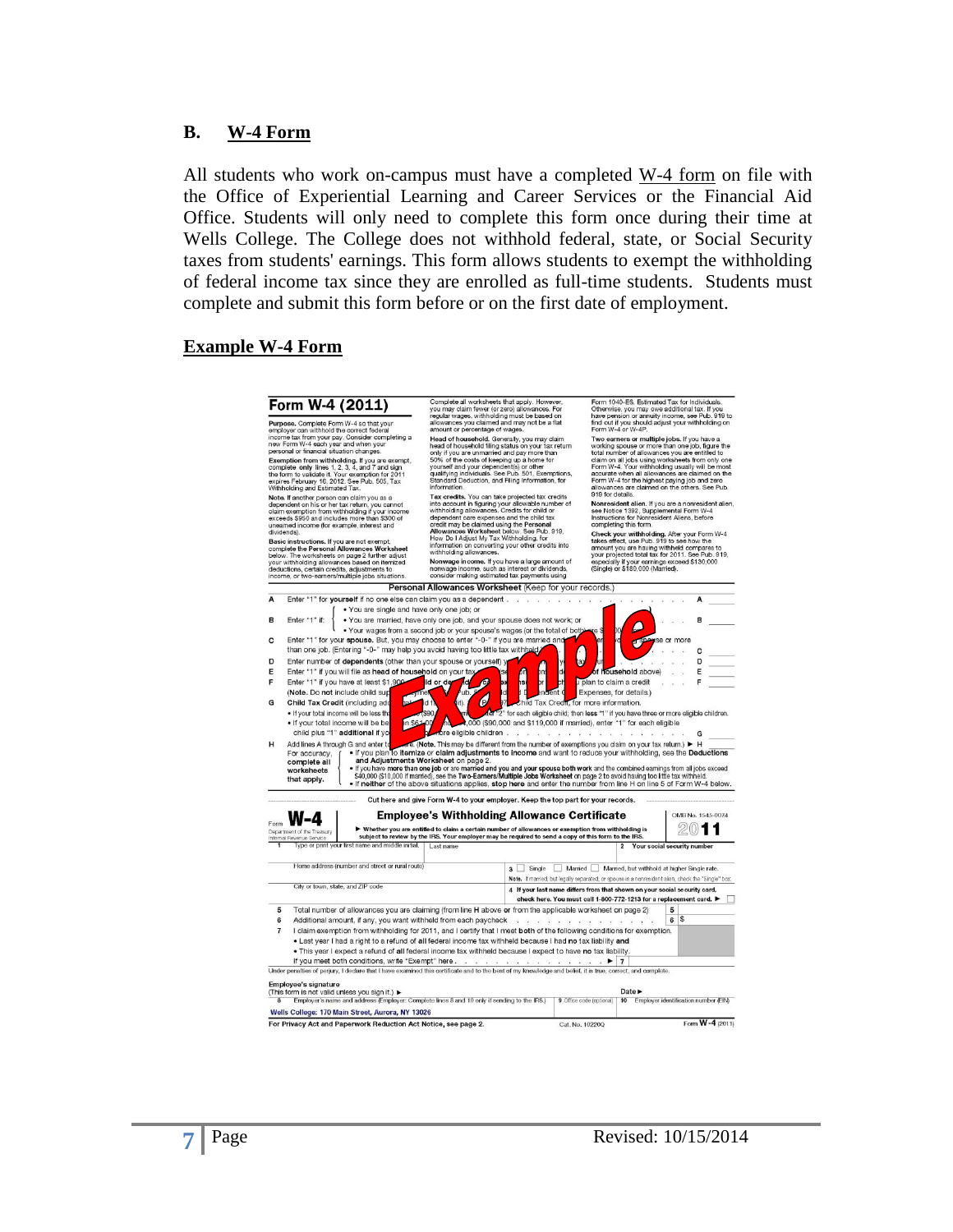## B. W-4 Form

All students who work on-campus must have a completed W-4 form on file with the Office of Experiential Learning and Career Services or the Financial Aid Office. Students will only need to complete this form once during their time at Wells College. The College does not withhold federal, state, or Social Security taxes from students' earnings. This form allows students to exempt the withholding of federal income tax since they are enrolled as full-time students. Students must complete and submit this form before or on the first date of employment.

### Example W-4 Form

**Form W-4 (2011)**

**Purpose.** Complete Form W-4 so that your employer can withhold the correct federal income tax from your pay. Consider completing a new Form W-4 each year and when your personal or financial situation changes.

**Exemption from withholding.** If you are exempt, complete only lines 1, 2, 3, 4, and 7 and sign the form to validate it. Your exemption for 2011 expires February 16, 2012. See Pub. 505, Tax Withholding and Estimated Tax.

**Note.** If another person can claim you as a dependent on his or her tax return, you cannot claim exemption from withholding if your income exceeds $950 and includes more than $300 of unearned income (for example, interest and dividends).

**Basic instructions.** If you are not exempt, complete the **Personal Allowances Worksheet** below. The worksheets on page 2 further adjust your withholding allowances based on itemized deductions, certain credits, adjustments to income, or two-earners/multiple jobs situations.

Complete all worksheets that apply. However, you may claim fewer (or zero) allowances. For regular wages, withholding must be based on allowances you claimed and may not be a flat amount or percentage of wages.

**Head of household.** Generally, you may claim head of household filing status on your tax return only if you are unmarried and pay more than 50% of the costs of keeping up a home for yourself and your dependent(s) or other qualifying individuals. See Pub. 501, Exemptions, Standard Deduction, and Filing Information, for information.

**Tax credits.** You can take projected tax credits into account in figuring your allowable number of withholding allowances. Credits for child or dependent care expenses and the child tax credit may be claimed using the **Personal Allowances Worksheet** below. See Pub. 919, How Do I Adjust My Tax Withholding, for information on converting your other credits into withholding allowances.

**Nonwage income.** If you have a large amount of nonwage income, such as interest or dividends, consider making estimated tax payments using Form 1040-ES, Estimated Tax for Individuals. Otherwise, you may owe additional tax. If you have pension or annuity income, see Pub. 919 to find out if you should adjust your withholding on Form W-4 or W-4P.

**Two earners or multiple jobs.** If you have a working spouse or more than one job, figure the total number of allowances you are entitled to claim on all jobs using worksheets from only one Form W-4. Your withholding usually will be most accurate when all allowances are claimed on the Form W-4 for the highest paying job and zero allowances are claimed on the others. See Pub. 919 for details.

**Nonresident alien.** If you are a nonresident alien, see Notice 1392, Supplemental Form W-4 Instructions for Nonresident Aliens, before completing this form.

**Check your withholding.** After your Form W-4 takes effect, use Pub. 919 to see how the amount you are having withheld compares to your projected total tax for 2011. See Pub. 919, especially if your earnings exceed $130,000 (Single) or $180,000 (Married).

**Personal Allowances Worksheet** (Keep for your records.)

A Enter "1" for **yourself** if no one else can claim you as a dependent . . . . . A

B Enter "1" if:
- You are single and have only one job; or
- You are married, have only one job, and your spouse does not work; or
- Your wages from a second job or your spouse's wages (or the total of both) are $1,500 or less. . . . B

C Enter "1" for your **spouse**. But, you may choose to enter "-0-" if you are married and have either a working spouse or more than one job. (Entering "-0-" may help you avoid having too little tax withheld.) . . . C

D Enter number of **dependents** (other than your spouse or yourself) you will claim on your tax return . . . D

E Enter "1" if you will file as **head of household** on your tax return (see conditions under **Head of household** above) . . E

F Enter "1" if you have at least $1,900 of child or dependent care expenses for which you plan to claim a credit . . . F

(**Note.** Do not include child support payments. See Pub. 503, Child and Dependent Care Expenses, for details.)

G **Child Tax Credit** (including additional child tax credit). See Pub. 972, Child Tax Credit, for more information.
- If your total income will be less than $61,000 ($90,000 if married), enter "2" for each eligible child; then less "1" if you have three or more eligible children.
- If your total income will be between $61,000 and $84,000 ($90,000 and $119,000 if married), enter "1" for each eligible child plus "1" **additional** if you have six or more eligible children . . . . G

H Add lines A through G and enter total here. (**Note.** This may be different from the number of exemptions you claim on your tax return.) ▶ H

For accuracy, complete all worksheets that apply.
- If you plan to **itemize or claim adjustments to income** and want to reduce your withholding, see the **Deductions and Adjustments Worksheet** on page 2.
- If you have **more than one job** or are **married and you and your spouse both work** and the combined earnings from all jobs exceed $40,000 ($10,000 if married), see the **Two-Earners/Multiple Jobs Worksheet** on page 2 to avoid having too little tax withheld.
- If **neither** of the above situations applies, **stop here** and enter the number from line H on line 5 of Form W-4 below.

Cut here and give Form W-4 to your employer. Keep the top part for your records.

Form **W-4** Department of the Treasury Internal Revenue Service

**Employee's Withholding Allowance Certificate**

▶ **Whether you are entitled to claim a certain number of allowances or exemption from withholding is subject to review by the IRS. Your employer may be required to send a copy of this form to the IRS.**

OMB No. 1545-0074 **2011**

1 Type or print your first name and middle initial. | Last name | 2 Your social security number

Home address (number and street or rural route) | 3 ☐ Single ☐ Married ☐ Married, but withhold at higher Single rate.
**Note.** If married, but legally separated, or spouse is a nonresident alien, check the "Single" box.

City or town, state, and ZIP code | 4 **If your last name differs from that shown on your social security card, check here. You must call 1-800-772-1213 for a replacement card.** ▶ ☐

5 Total number of allowances you are claiming (from line H above or from the applicable worksheet on page 2) | 5

6 Additional amount, if any, you want withheld from each paycheck . . . . | 6 $

7 I claim exemption from withholding for 2011, and I certify that I meet **both** of the following conditions for exemption.
- Last year I had a right to a refund of **all** federal income tax withheld because I had **no** tax liability **and**
- This year I expect a refund of **all** federal income tax withheld because I expect to have **no** tax liability.

If you meet both conditions, write "Exempt" here . . . . ▶ 7

Under penalties of perjury, I declare that I have examined this certificate and to the best of my knowledge and belief, it is true, correct, and complete.

**Employee's signature**
(This form is not valid unless you sign it.) ▶ Date ▶

8 Employer's name and address (Employer: Complete lines 8 and 10 only if sending to the IRS.) | 9 Office code (optional) | 10 Employer identification number (EIN)

**Wells College: 170 Main Street, Aurora, NY 13026**

**For Privacy Act and Paperwork Reduction Act Notice, see page 2.** Cat. No. 10220Q Form **W-4** (2011)

*Example*

Revised: 10/15/2014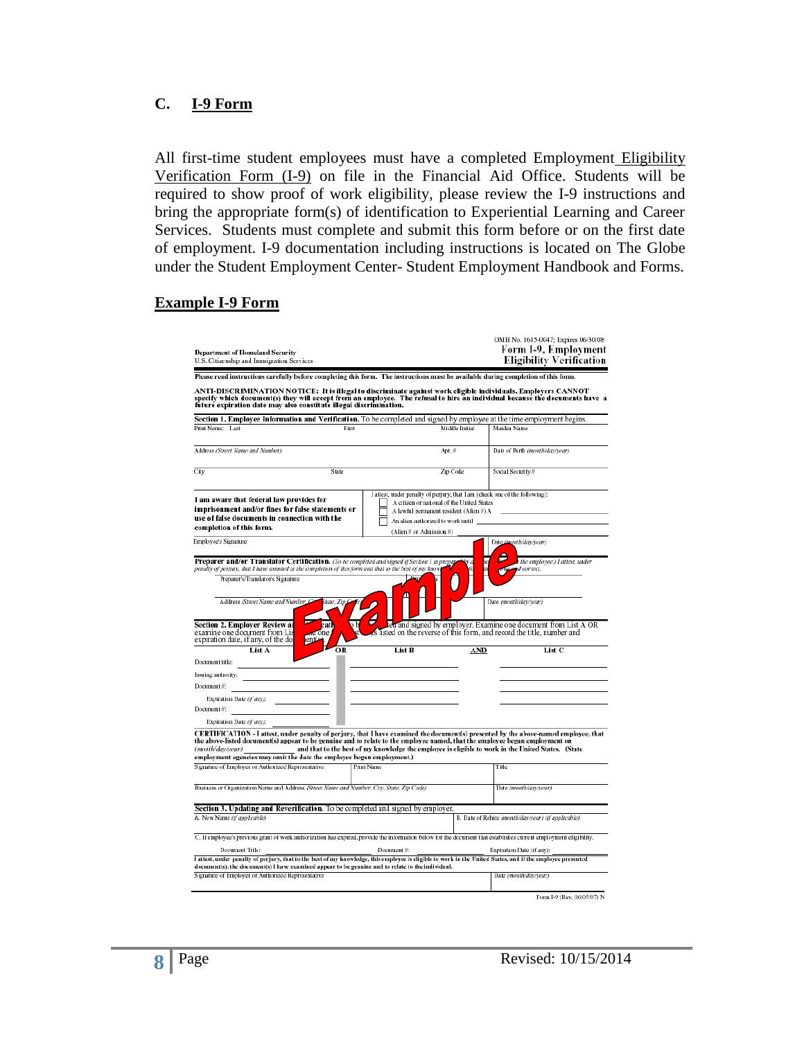## C. I-9 Form

All first-time student employees must have a completed Employment Eligibility Verification Form (I-9) on file in the Financial Aid Office. Students will be required to show proof of work eligibility, please review the I-9 instructions and bring the appropriate form(s) of identification to Experiential Learning and Career Services. Students must complete and submit this form before or on the first date of employment. I-9 documentation including instructions is located on The Globe under the Student Employment Center- Student Employment Handbook and Forms.

### Example I-9 Form

Department of Homeland Security
U.S. Citizenship and Immigration Services

OMB No. 1615-0047; Expires 06/30/08
**Form I-9, Employment Eligibility Verification**

**Please read instructions carefully before completing this form. The instructions must be available during completion of this form.**

**ANTI-DISCRIMINATION NOTICE: It is illegal to discriminate against work eligible individuals. Employers CANNOT specify which document(s) they will accept from an employee. The refusal to hire an individual because the documents have a future expiration date may also constitute illegal discrimination.**

**Section 1. Employee Information and Verification.** To be completed and signed by employee at the time employment begins.

| Print Name: Last | First | Middle Initial | Maiden Name |
|---|---|---|---|
| Address (Street Name and Number) | | Apt. # | Date of Birth (month/day/year) |
| City | State | Zip Code | Social Security # |

**I am aware that federal law provides for imprisonment and/or fines for false statements or use of false documents in connection with the completion of this form.**

I attest, under penalty of perjury, that I am (check one of the following):
- [ ] A citizen or national of the United States
- [ ] A lawful permanent resident (Alien #) A
- [ ] An alien authorized to work until
(Alien # or Admission #)

Employee's Signature | Date (month/day/year)

**Preparer and/or Translator Certification.** *(To be completed and signed if Section 1 is prepared by a person other than the employee.) I attest, under penalty of perjury, that I have assisted in the completion of this form and that to the best of my knowledge the information is true and correct.*

Preparer's/Translator's Signature | Print Name

Address (Street Name and Number, City, State, Zip Code) | Date (month/day/year)

**Section 2. Employer Review and Verification.** To be completed and signed by employer. Examine one document from List A OR examine one document from List B and one from List C, as listed on the reverse of this form, and record the title, number and expiration date, if any, of the document(s).

| | List A | OR | List B | AND | List C |
|---|---|---|---|---|---|
| Document title: | | | | | |
| Issuing authority: | | | | | |
| Document #: | | | | | |
| Expiration Date (if any): | | | | | |
| Document #: | | | | | |
| Expiration Date (if any): | | | | | |

**CERTIFICATION - I attest, under penalty of perjury, that I have examined the document(s) presented by the above-named employee, that the above-listed document(s) appear to be genuine and to relate to the employee named, that the employee began employment on** *(month/day/year)* **and that to the best of my knowledge the employee is eligible to work in the United States. (State employment agencies may omit the date the employee began employment.)**

| Signature of Employer or Authorized Representative | Print Name | Title |
|---|---|---|
| Business or Organization Name and Address (Street Name and Number, City, State, Zip Code) | | Date (month/day/year) |

**Section 3. Updating and Reverification.** To be completed and signed by employer.

| A. New Name (if applicable) | B. Date of Rehire (month/day/year) (if applicable) |
|---|---|

C. If employee's previous grant of work authorization has expired, provide the information below for the document that establishes current employment eligibility.

Document Title: | Document #: | Expiration Date (if any):

**I attest, under penalty of perjury, that to the best of my knowledge, this employee is eligible to work in the United States, and if the employee presented document(s), the document(s) I have examined appear to be genuine and to relate to the individual.**

Signature of Employer or Authorized Representative | Date (month/day/year)

Form I-9 (Rev. 06/05/07) N

*Example*

Revised: 10/15/2014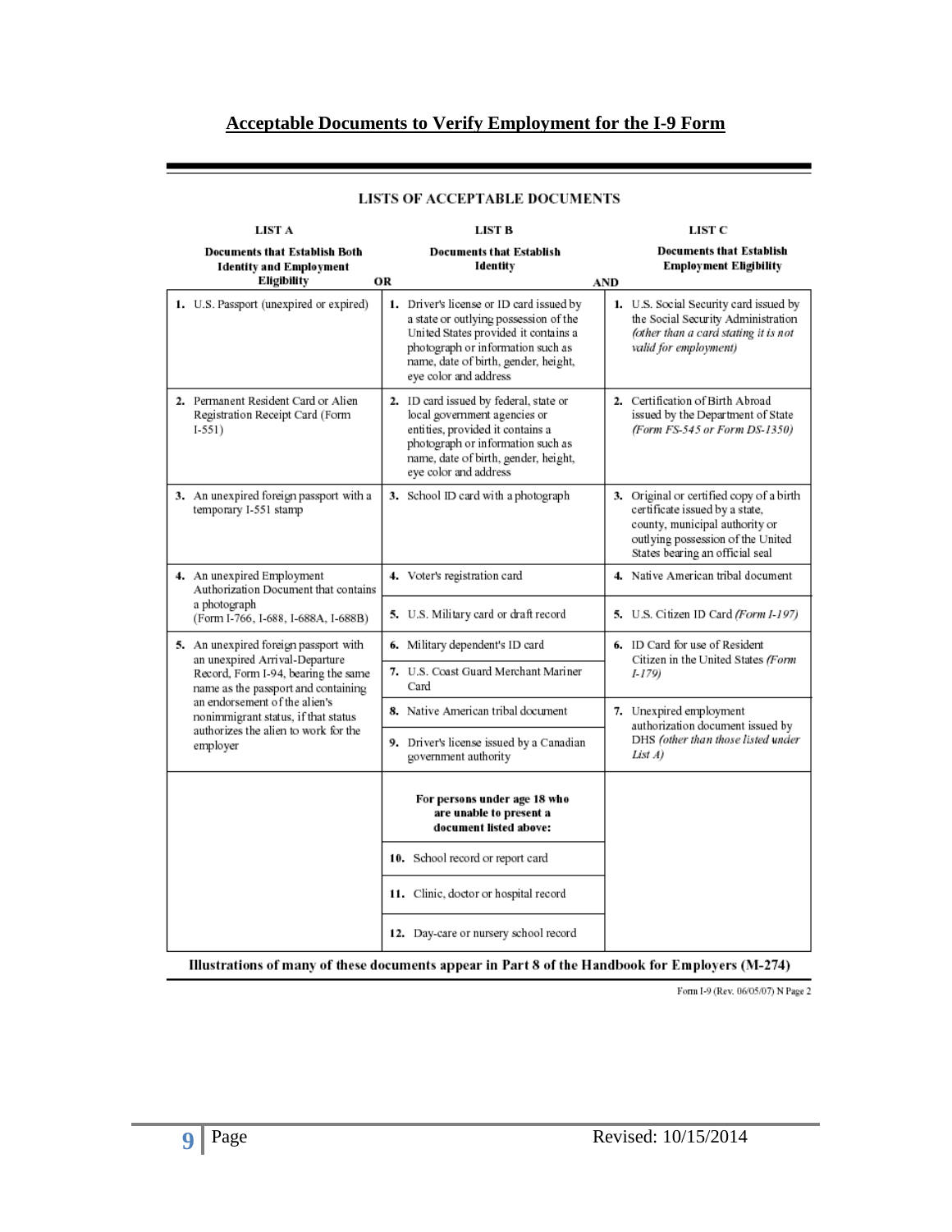# Acceptable Documents to Verify Employment for the I-9 Form

## LISTS OF ACCEPTABLE DOCUMENTS

| LIST A<br>Documents that Establish Both Identity and Employment Eligibility | OR | LIST B<br>Documents that Establish Identity | AND | LIST C<br>Documents that Establish Employment Eligibility |
|---|---|---|---|---|
| 1. U.S. Passport (unexpired or expired) | | 1. Driver's license or ID card issued by a state or outlying possession of the United States provided it contains a photograph or information such as name, date of birth, gender, height, eye color and address | | 1. U.S. Social Security card issued by the Social Security Administration *(other than a card stating it is not valid for employment)* |
| 2. Permanent Resident Card or Alien Registration Receipt Card (Form I-551) | | 2. ID card issued by federal, state or local government agencies or entities, provided it contains a photograph or information such as name, date of birth, gender, height, eye color and address | | 2. Certification of Birth Abroad issued by the Department of State *(Form FS-545 or Form DS-1350)* |
| 3. An unexpired foreign passport with a temporary I-551 stamp | | 3. School ID card with a photograph | | 3. Original or certified copy of a birth certificate issued by a state, county, municipal authority or outlying possession of the United States bearing an official seal |
| 4. An unexpired Employment Authorization Document that contains a photograph (Form I-766, I-688, I-688A, I-688B) | | 4. Voter's registration card | | 4. Native American tribal document |
| | | 5. U.S. Military card or draft record | | 5. U.S. Citizen ID Card *(Form I-197)* |
| 5. An unexpired foreign passport with an unexpired Arrival-Departure Record, Form I-94, bearing the same name as the passport and containing an endorsement of the alien's nonimmigrant status, if that status authorizes the alien to work for the employer | | 6. Military dependent's ID card | | 6. ID Card for use of Resident Citizen in the United States *(Form I-179)* |
| | | 7. U.S. Coast Guard Merchant Mariner Card | | |
| | | 8. Native American tribal document | | 7. Unexpired employment authorization document issued by DHS *(other than those listed under List A)* |
| | | 9. Driver's license issued by a Canadian government authority | | |
| | | **For persons under age 18 who are unable to present a document listed above:** | | |
| | | 10. School record or report card | | |
| | | 11. Clinic, doctor or hospital record | | |
| | | 12. Day-care or nursery school record | | |

**Illustrations of many of these documents appear in Part 8 of the Handbook for Employers (M-274)**

Form I-9 (Rev. 06/05/07) N Page 2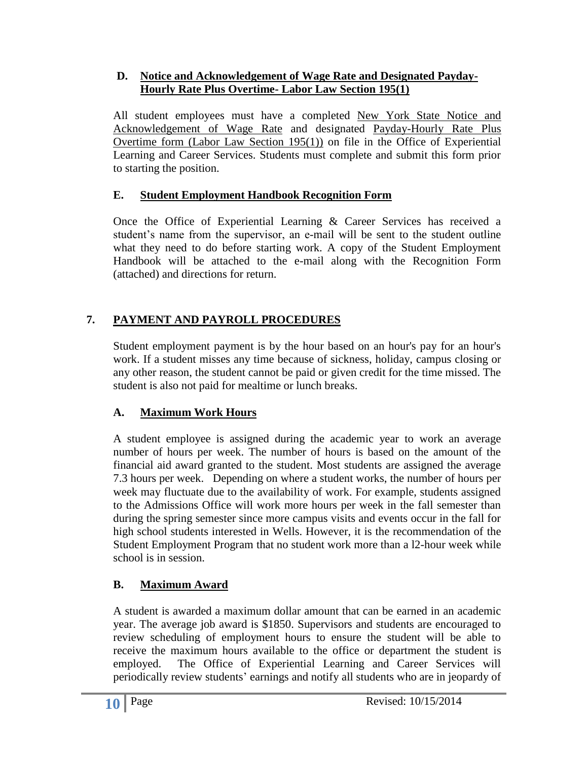### D. Notice and Acknowledgement of Wage Rate and Designated Payday-Hourly Rate Plus Overtime- Labor Law Section 195(1)

All student employees must have a completed New York State Notice and Acknowledgement of Wage Rate and designated Payday-Hourly Rate Plus Overtime form (Labor Law Section 195(1)) on file in the Office of Experiential Learning and Career Services. Students must complete and submit this form prior to starting the position.

### E. Student Employment Handbook Recognition Form

Once the Office of Experiential Learning & Career Services has received a student's name from the supervisor, an e-mail will be sent to the student outline what they need to do before starting work. A copy of the Student Employment Handbook will be attached to the e-mail along with the Recognition Form (attached) and directions for return.

## 7. PAYMENT AND PAYROLL PROCEDURES

Student employment payment is by the hour based on an hour's pay for an hour's work. If a student misses any time because of sickness, holiday, campus closing or any other reason, the student cannot be paid or given credit for the time missed. The student is also not paid for mealtime or lunch breaks.

### A. Maximum Work Hours

A student employee is assigned during the academic year to work an average number of hours per week. The number of hours is based on the amount of the financial aid award granted to the student. Most students are assigned the average 7.3 hours per week. Depending on where a student works, the number of hours per week may fluctuate due to the availability of work. For example, students assigned to the Admissions Office will work more hours per week in the fall semester than during the spring semester since more campus visits and events occur in the fall for high school students interested in Wells. However, it is the recommendation of the Student Employment Program that no student work more than a l2-hour week while school is in session.

### B. Maximum Award

A student is awarded a maximum dollar amount that can be earned in an academic year. The average job award is $1850. Supervisors and students are encouraged to review scheduling of employment hours to ensure the student will be able to receive the maximum hours available to the office or department the student is employed. The Office of Experiential Learning and Career Services will periodically review students' earnings and notify all students who are in jeopardy of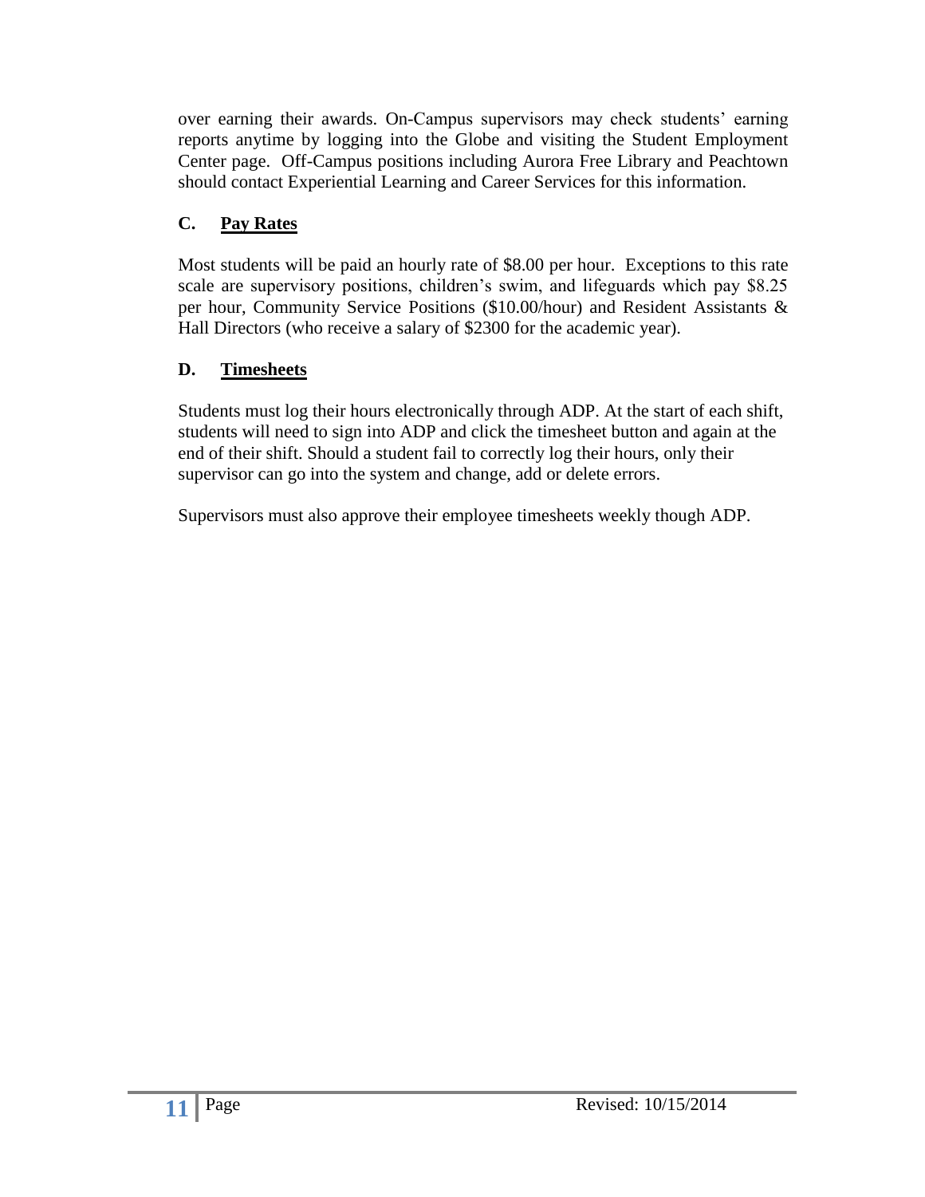over earning their awards. On-Campus supervisors may check students' earning reports anytime by logging into the Globe and visiting the Student Employment Center page. Off-Campus positions including Aurora Free Library and Peachtown should contact Experiential Learning and Career Services for this information.

### C. Pay Rates

Most students will be paid an hourly rate of $8.00 per hour. Exceptions to this rate scale are supervisory positions, children's swim, and lifeguards which pay $8.25 per hour, Community Service Positions ($10.00/hour) and Resident Assistants & Hall Directors (who receive a salary of $2300 for the academic year).

### D. Timesheets

Students must log their hours electronically through ADP. At the start of each shift, students will need to sign into ADP and click the timesheet button and again at the end of their shift. Should a student fail to correctly log their hours, only their supervisor can go into the system and change, add or delete errors.

Supervisors must also approve their employee timesheets weekly though ADP.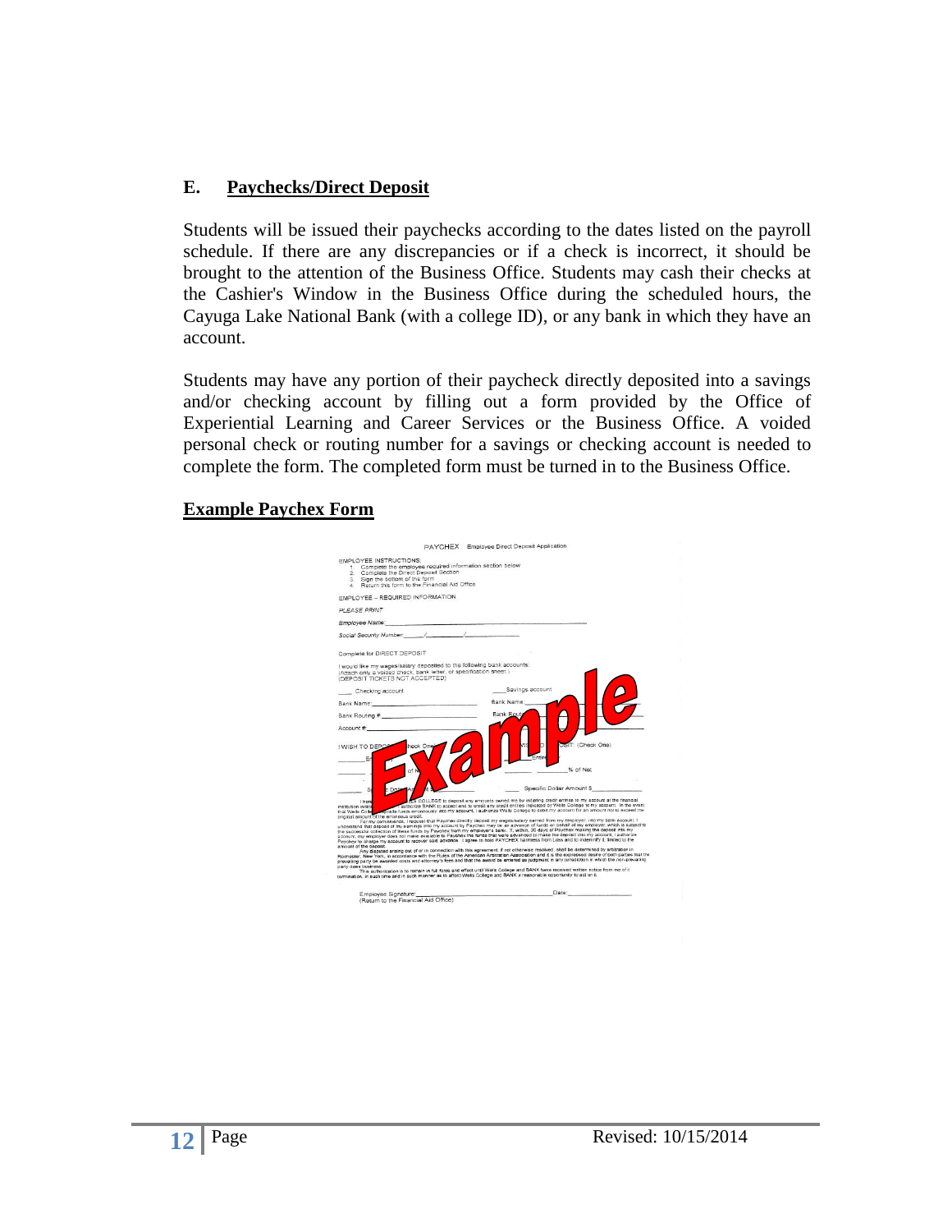### E. Paychecks/Direct Deposit

Students will be issued their paychecks according to the dates listed on the payroll schedule. If there are any discrepancies or if a check is incorrect, it should be brought to the attention of the Business Office. Students may cash their checks at the Cashier's Window in the Business Office during the scheduled hours, the Cayuga Lake National Bank (with a college ID), or any bank in which they have an account.

Students may have any portion of their paycheck directly deposited into a savings and/or checking account by filling out a form provided by the Office of Experiential Learning and Career Services or the Business Office. A voided personal check or routing number for a savings or checking account is needed to complete the form. The completed form must be turned in to the Business Office.

**Example Paychex Form**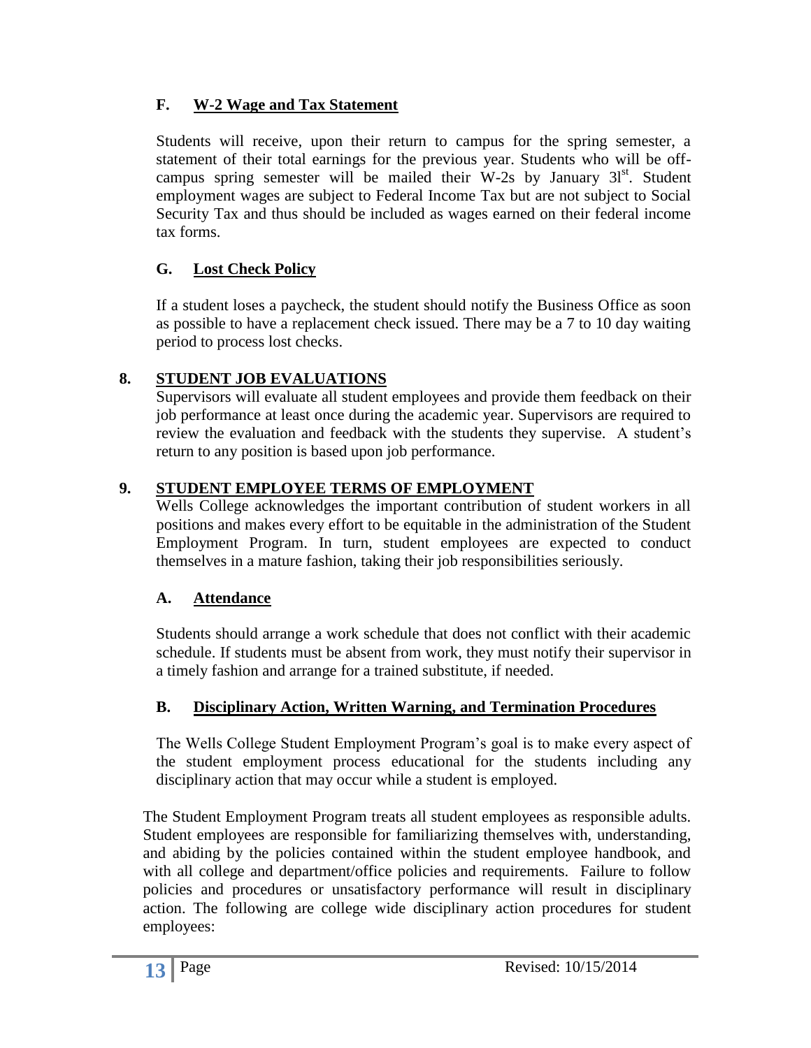### F. W-2 Wage and Tax Statement

Students will receive, upon their return to campus for the spring semester, a statement of their total earnings for the previous year. Students who will be off-campus spring semester will be mailed their W-2s by January 3l[st]. Student employment wages are subject to Federal Income Tax but are not subject to Social Security Tax and thus should be included as wages earned on their federal income tax forms.

### G. Lost Check Policy

If a student loses a paycheck, the student should notify the Business Office as soon as possible to have a replacement check issued. There may be a 7 to 10 day waiting period to process lost checks.

## 8. STUDENT JOB EVALUATIONS

Supervisors will evaluate all student employees and provide them feedback on their job performance at least once during the academic year. Supervisors are required to review the evaluation and feedback with the students they supervise. A student's return to any position is based upon job performance.

## 9. STUDENT EMPLOYEE TERMS OF EMPLOYMENT

Wells College acknowledges the important contribution of student workers in all positions and makes every effort to be equitable in the administration of the Student Employment Program. In turn, student employees are expected to conduct themselves in a mature fashion, taking their job responsibilities seriously.

### A. Attendance

Students should arrange a work schedule that does not conflict with their academic schedule. If students must be absent from work, they must notify their supervisor in a timely fashion and arrange for a trained substitute, if needed.

### B. Disciplinary Action, Written Warning, and Termination Procedures

The Wells College Student Employment Program's goal is to make every aspect of the student employment process educational for the students including any disciplinary action that may occur while a student is employed.

The Student Employment Program treats all student employees as responsible adults. Student employees are responsible for familiarizing themselves with, understanding, and abiding by the policies contained within the student employee handbook, and with all college and department/office policies and requirements. Failure to follow policies and procedures or unsatisfactory performance will result in disciplinary action. The following are college wide disciplinary action procedures for student employees: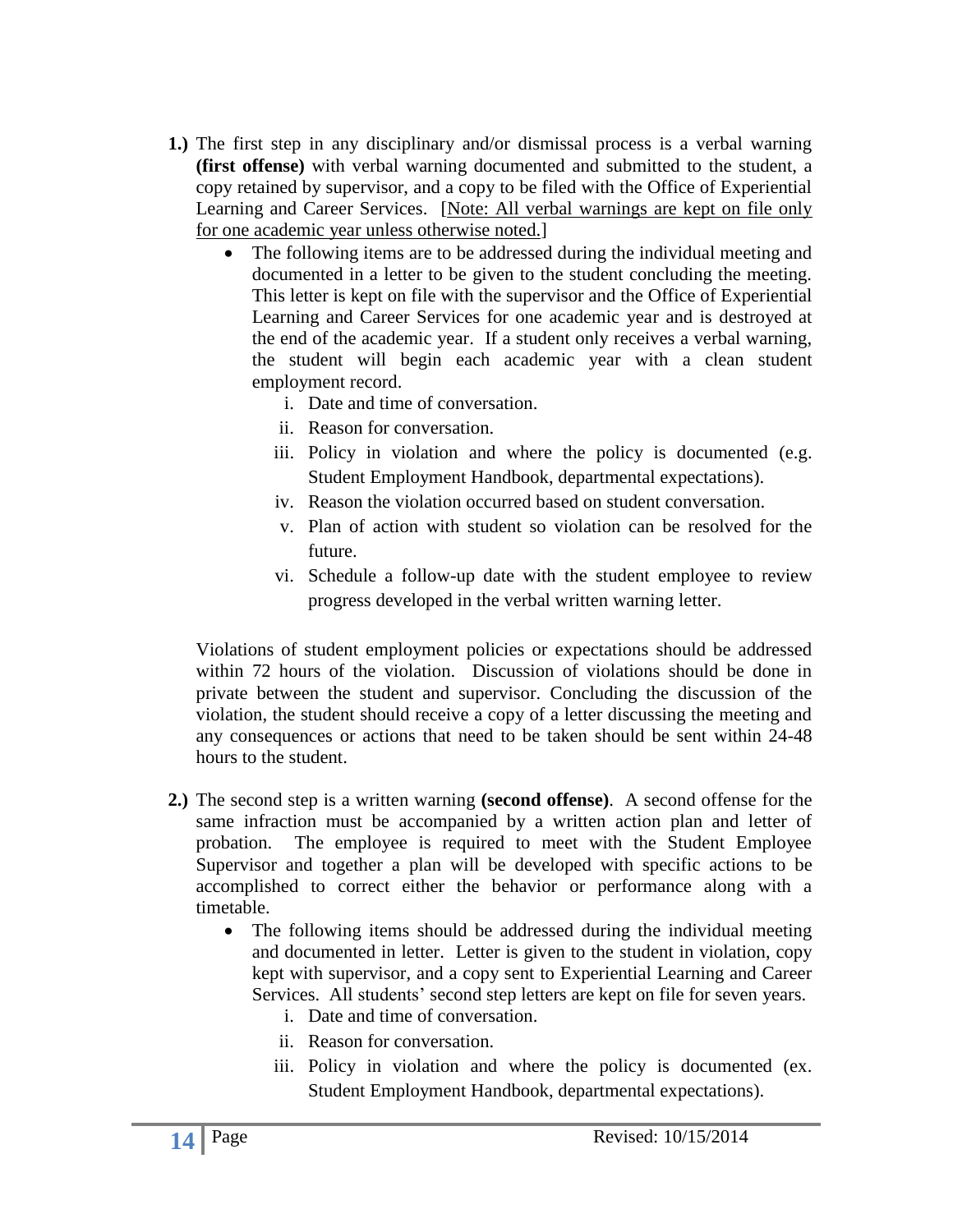**1.)** The first step in any disciplinary and/or dismissal process is a verbal warning **(first offense)** with verbal warning documented and submitted to the student, a copy retained by supervisor, and a copy to be filed with the Office of Experiential Learning and Career Services. [<u>Note: All verbal warnings are kept on file only for one academic year unless otherwise noted.</u>]

- The following items are to be addressed during the individual meeting and documented in a letter to be given to the student concluding the meeting. This letter is kept on file with the supervisor and the Office of Experiential Learning and Career Services for one academic year and is destroyed at the end of the academic year. If a student only receives a verbal warning, the student will begin each academic year with a clean student employment record.
    1. Date and time of conversation.
    2. Reason for conversation.
    3. Policy in violation and where the policy is documented (e.g. Student Employment Handbook, departmental expectations).
    4. Reason the violation occurred based on student conversation.
    5. Plan of action with student so violation can be resolved for the future.
    6. Schedule a follow-up date with the student employee to review progress developed in the verbal written warning letter.

Violations of student employment policies or expectations should be addressed within 72 hours of the violation. Discussion of violations should be done in private between the student and supervisor. Concluding the discussion of the violation, the student should receive a copy of a letter discussing the meeting and any consequences or actions that need to be taken should be sent within 24-48 hours to the student.

**2.)** The second step is a written warning **(second offense)**. A second offense for the same infraction must be accompanied by a written action plan and letter of probation. The employee is required to meet with the Student Employee Supervisor and together a plan will be developed with specific actions to be accomplished to correct either the behavior or performance along with a timetable.

- The following items should be addressed during the individual meeting and documented in letter. Letter is given to the student in violation, copy kept with supervisor, and a copy sent to Experiential Learning and Career Services. All students' second step letters are kept on file for seven years.
    1. Date and time of conversation.
    2. Reason for conversation.
    3. Policy in violation and where the policy is documented (ex. Student Employment Handbook, departmental expectations).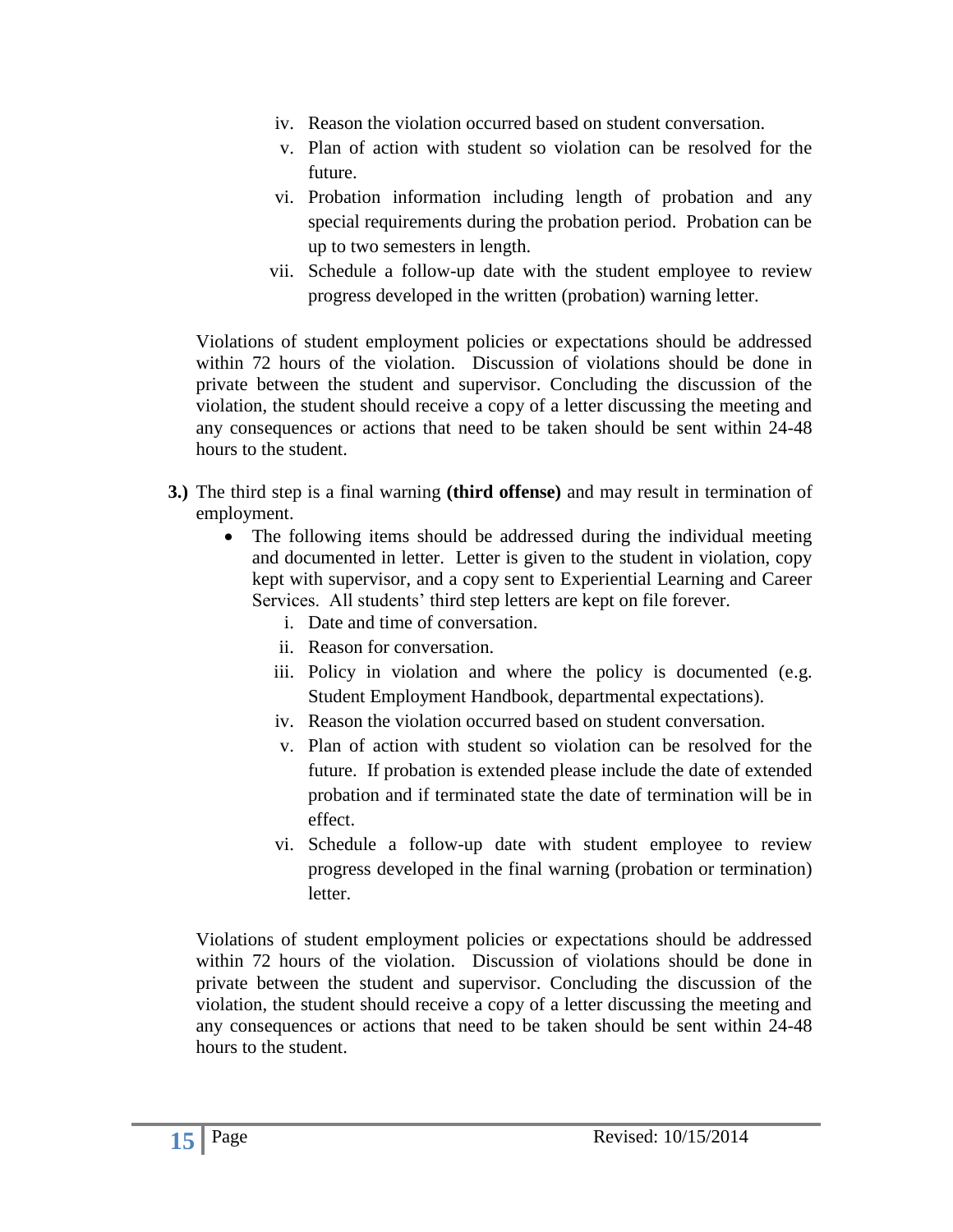iv. Reason the violation occurred based on student conversation.
   v. Plan of action with student so violation can be resolved for the future.
   vi. Probation information including length of probation and any special requirements during the probation period. Probation can be up to two semesters in length.
   vii. Schedule a follow-up date with the student employee to review progress developed in the written (probation) warning letter.

Violations of student employment policies or expectations should be addressed within 72 hours of the violation. Discussion of violations should be done in private between the student and supervisor. Concluding the discussion of the violation, the student should receive a copy of a letter discussing the meeting and any consequences or actions that need to be taken should be sent within 24-48 hours to the student.

**3.)** The third step is a final warning **(third offense)** and may result in termination of employment.

- The following items should be addressed during the individual meeting and documented in letter. Letter is given to the student in violation, copy kept with supervisor, and a copy sent to Experiential Learning and Career Services. All students' third step letters are kept on file forever.
   i. Date and time of conversation.
   ii. Reason for conversation.
   iii. Policy in violation and where the policy is documented (e.g. Student Employment Handbook, departmental expectations).
   iv. Reason the violation occurred based on student conversation.
   v. Plan of action with student so violation can be resolved for the future. If probation is extended please include the date of extended probation and if terminated state the date of termination will be in effect.
   vi. Schedule a follow-up date with student employee to review progress developed in the final warning (probation or termination) letter.

Violations of student employment policies or expectations should be addressed within 72 hours of the violation. Discussion of violations should be done in private between the student and supervisor. Concluding the discussion of the violation, the student should receive a copy of a letter discussing the meeting and any consequences or actions that need to be taken should be sent within 24-48 hours to the student.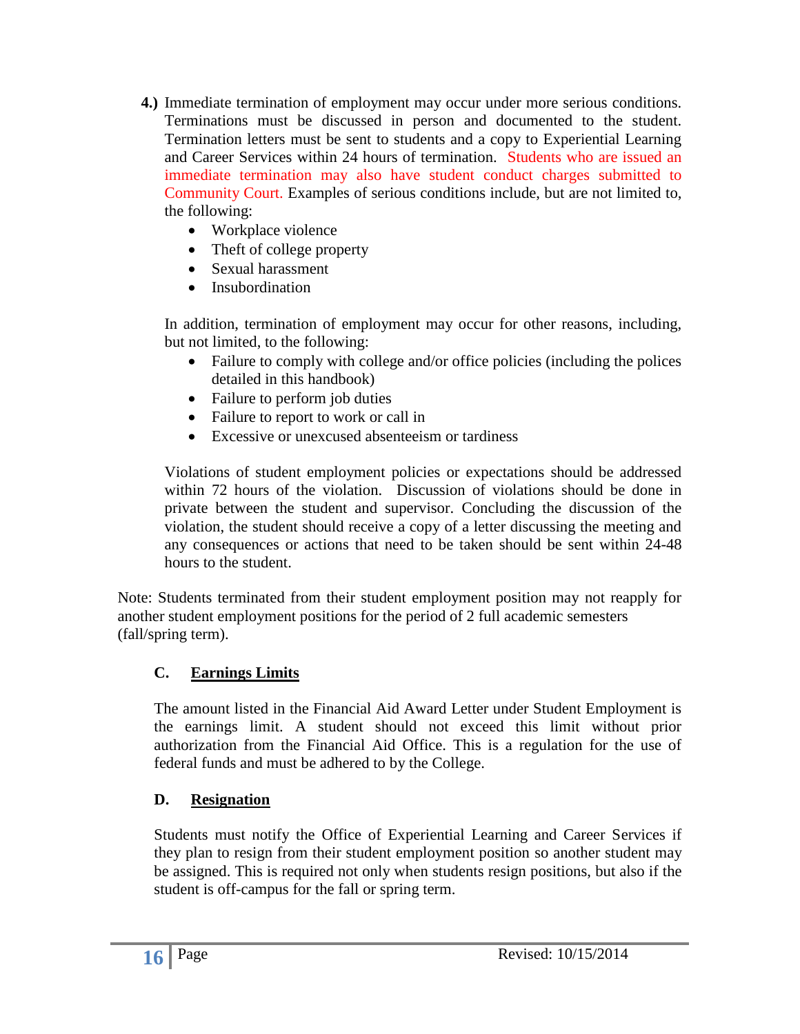**4.)** Immediate termination of employment may occur under more serious conditions. Terminations must be discussed in person and documented to the student. Termination letters must be sent to students and a copy to Experiential Learning and Career Services within 24 hours of termination. Students who are issued an immediate termination may also have student conduct charges submitted to Community Court. Examples of serious conditions include, but are not limited to, the following:

- Workplace violence
- Theft of college property
- Sexual harassment
- Insubordination

In addition, termination of employment may occur for other reasons, including, but not limited, to the following:

- Failure to comply with college and/or office policies (including the polices detailed in this handbook)
- Failure to perform job duties
- Failure to report to work or call in
- Excessive or unexcused absenteeism or tardiness

Violations of student employment policies or expectations should be addressed within 72 hours of the violation. Discussion of violations should be done in private between the student and supervisor. Concluding the discussion of the violation, the student should receive a copy of a letter discussing the meeting and any consequences or actions that need to be taken should be sent within 24-48 hours to the student.

Note: Students terminated from their student employment position may not reapply for another student employment positions for the period of 2 full academic semesters (fall/spring term).

### C. Earnings Limits

The amount listed in the Financial Aid Award Letter under Student Employment is the earnings limit. A student should not exceed this limit without prior authorization from the Financial Aid Office. This is a regulation for the use of federal funds and must be adhered to by the College.

### D. Resignation

Students must notify the Office of Experiential Learning and Career Services if they plan to resign from their student employment position so another student may be assigned. This is required not only when students resign positions, but also if the student is off-campus for the fall or spring term.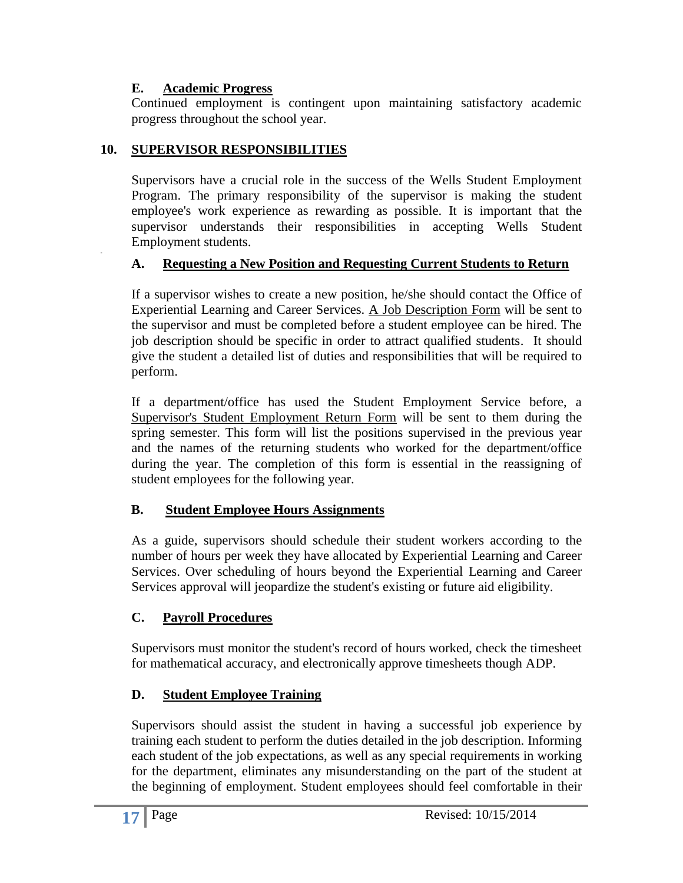### E. Academic Progress

Continued employment is contingent upon maintaining satisfactory academic progress throughout the school year.

## 10. SUPERVISOR RESPONSIBILITIES

Supervisors have a crucial role in the success of the Wells Student Employment Program. The primary responsibility of the supervisor is making the student employee's work experience as rewarding as possible. It is important that the supervisor understands their responsibilities in accepting Wells Student Employment students.

### A. Requesting a New Position and Requesting Current Students to Return

If a supervisor wishes to create a new position, he/she should contact the Office of Experiential Learning and Career Services. A Job Description Form will be sent to the supervisor and must be completed before a student employee can be hired. The job description should be specific in order to attract qualified students. It should give the student a detailed list of duties and responsibilities that will be required to perform.

If a department/office has used the Student Employment Service before, a Supervisor's Student Employment Return Form will be sent to them during the spring semester. This form will list the positions supervised in the previous year and the names of the returning students who worked for the department/office during the year. The completion of this form is essential in the reassigning of student employees for the following year.

### B. Student Employee Hours Assignments

As a guide, supervisors should schedule their student workers according to the number of hours per week they have allocated by Experiential Learning and Career Services. Over scheduling of hours beyond the Experiential Learning and Career Services approval will jeopardize the student's existing or future aid eligibility.

### C. Payroll Procedures

Supervisors must monitor the student's record of hours worked, check the timesheet for mathematical accuracy, and electronically approve timesheets though ADP.

### D. Student Employee Training

Supervisors should assist the student in having a successful job experience by training each student to perform the duties detailed in the job description. Informing each student of the job expectations, as well as any special requirements in working for the department, eliminates any misunderstanding on the part of the student at the beginning of employment. Student employees should feel comfortable in their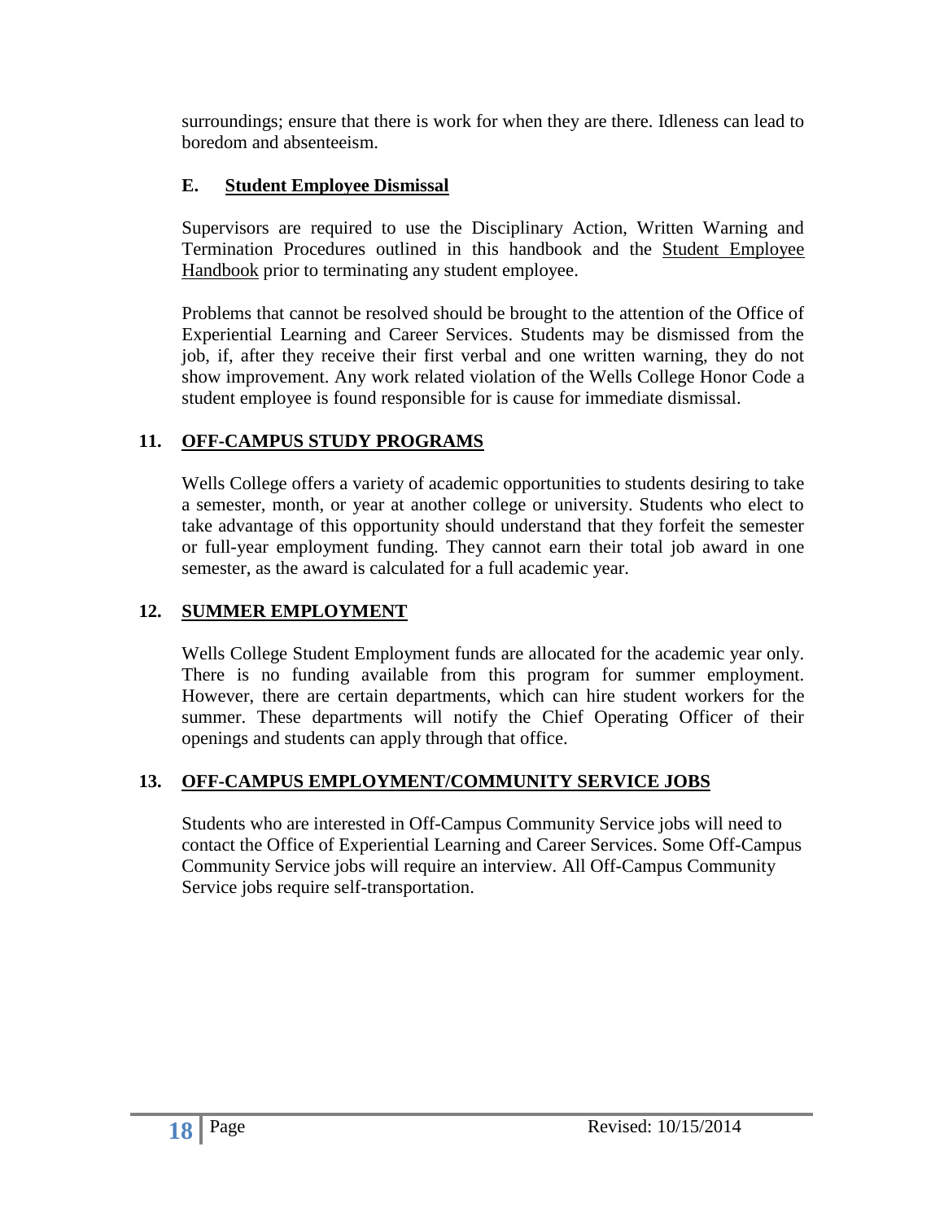surroundings; ensure that there is work for when they are there. Idleness can lead to boredom and absenteeism.

### E. Student Employee Dismissal

Supervisors are required to use the Disciplinary Action, Written Warning and Termination Procedures outlined in this handbook and the Student Employee Handbook prior to terminating any student employee.

Problems that cannot be resolved should be brought to the attention of the Office of Experiential Learning and Career Services. Students may be dismissed from the job, if, after they receive their first verbal and one written warning, they do not show improvement. Any work related violation of the Wells College Honor Code a student employee is found responsible for is cause for immediate dismissal.

## 11. OFF-CAMPUS STUDY PROGRAMS

Wells College offers a variety of academic opportunities to students desiring to take a semester, month, or year at another college or university. Students who elect to take advantage of this opportunity should understand that they forfeit the semester or full-year employment funding. They cannot earn their total job award in one semester, as the award is calculated for a full academic year.

## 12. SUMMER EMPLOYMENT

Wells College Student Employment funds are allocated for the academic year only. There is no funding available from this program for summer employment. However, there are certain departments, which can hire student workers for the summer. These departments will notify the Chief Operating Officer of their openings and students can apply through that office.

## 13. OFF-CAMPUS EMPLOYMENT/COMMUNITY SERVICE JOBS

Students who are interested in Off-Campus Community Service jobs will need to contact the Office of Experiential Learning and Career Services. Some Off-Campus Community Service jobs will require an interview. All Off-Campus Community Service jobs require self-transportation.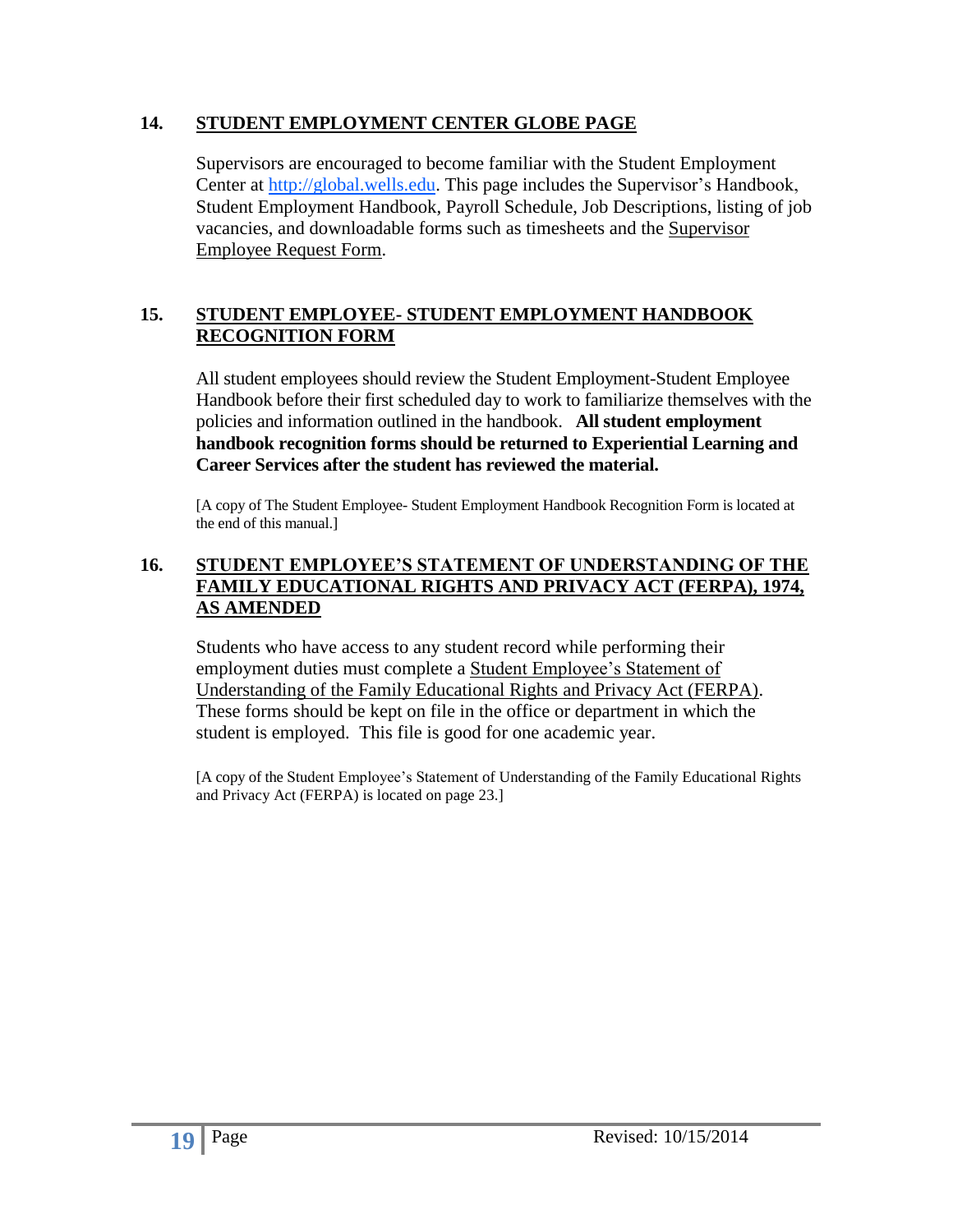## 14. STUDENT EMPLOYMENT CENTER GLOBE PAGE

Supervisors are encouraged to become familiar with the Student Employment Center at http://global.wells.edu. This page includes the Supervisor's Handbook, Student Employment Handbook, Payroll Schedule, Job Descriptions, listing of job vacancies, and downloadable forms such as timesheets and the Supervisor Employee Request Form.

## 15. STUDENT EMPLOYEE- STUDENT EMPLOYMENT HANDBOOK RECOGNITION FORM

All student employees should review the Student Employment-Student Employee Handbook before their first scheduled day to work to familiarize themselves with the policies and information outlined in the handbook. **All student employment handbook recognition forms should be returned to Experiential Learning and Career Services after the student has reviewed the material.**

[A copy of The Student Employee- Student Employment Handbook Recognition Form is located at the end of this manual.]

## 16. STUDENT EMPLOYEE'S STATEMENT OF UNDERSTANDING OF THE FAMILY EDUCATIONAL RIGHTS AND PRIVACY ACT (FERPA), 1974, AS AMENDED

Students who have access to any student record while performing their employment duties must complete a Student Employee's Statement of Understanding of the Family Educational Rights and Privacy Act (FERPA). These forms should be kept on file in the office or department in which the student is employed. This file is good for one academic year.

[A copy of the Student Employee's Statement of Understanding of the Family Educational Rights and Privacy Act (FERPA) is located on page 23.]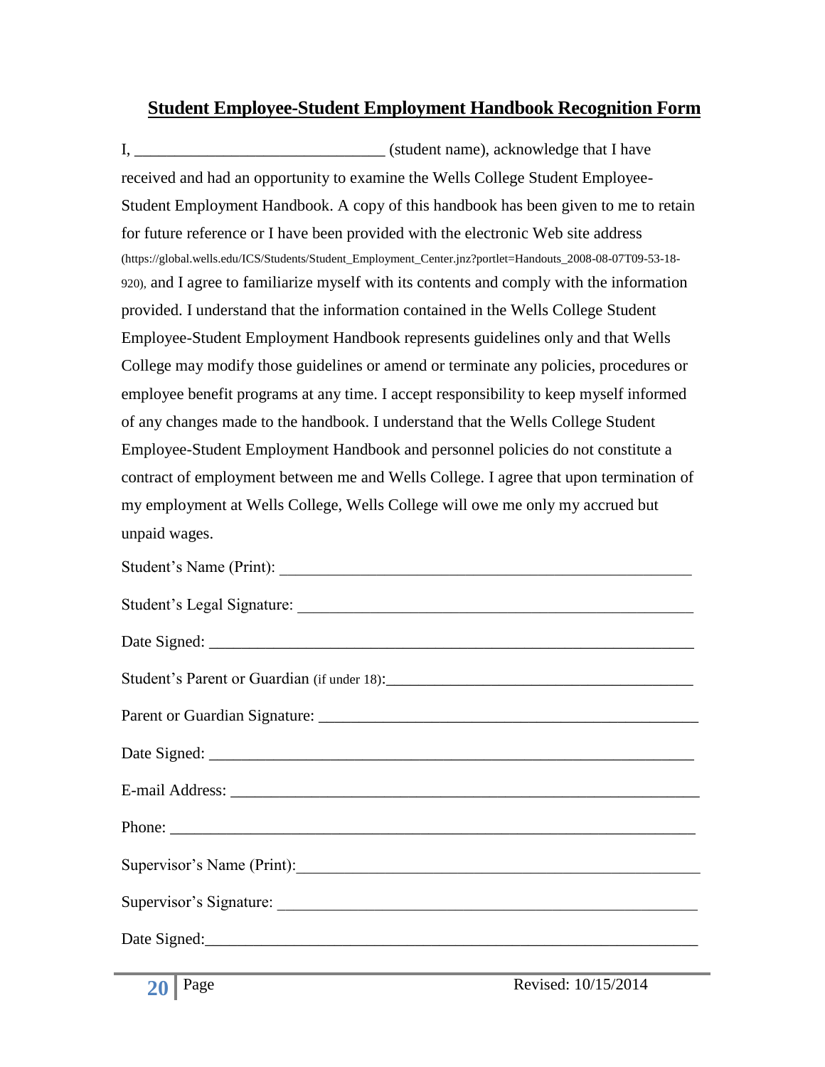## **Student Employee-Student Employment Handbook Recognition Form**

I, ______________________________ (student name), acknowledge that I have received and had an opportunity to examine the Wells College Student Employee-Student Employment Handbook. A copy of this handbook has been given to me to retain for future reference or I have been provided with the electronic Web site address (https://global.wells.edu/ICS/Students/Student_Employment_Center.jnz?portlet=Handouts_2008-08-07T09-53-18-920), and I agree to familiarize myself with its contents and comply with the information provided. I understand that the information contained in the Wells College Student Employee-Student Employment Handbook represents guidelines only and that Wells College may modify those guidelines or amend or terminate any policies, procedures or employee benefit programs at any time. I accept responsibility to keep myself informed of any changes made to the handbook. I understand that the Wells College Student Employee-Student Employment Handbook and personnel policies do not constitute a contract of employment between me and Wells College. I agree that upon termination of my employment at Wells College, Wells College will owe me only my accrued but unpaid wages.

Student's Name (Print): ____________________________________________________

Student's Legal Signature: __________________________________________________

Date Signed: _____________________________________________________________

Student's Parent or Guardian (if under 18):______________________________________

Parent or Guardian Signature: _______________________________________________

Date Signed: _____________________________________________________________

E-mail Address: ___________________________________________________________

Phone: __________________________________________________________________

Supervisor's Name (Print):___________________________________________________

Supervisor's Signature: _____________________________________________________

Date Signed:______________________________________________________________

Revised: 10/15/2014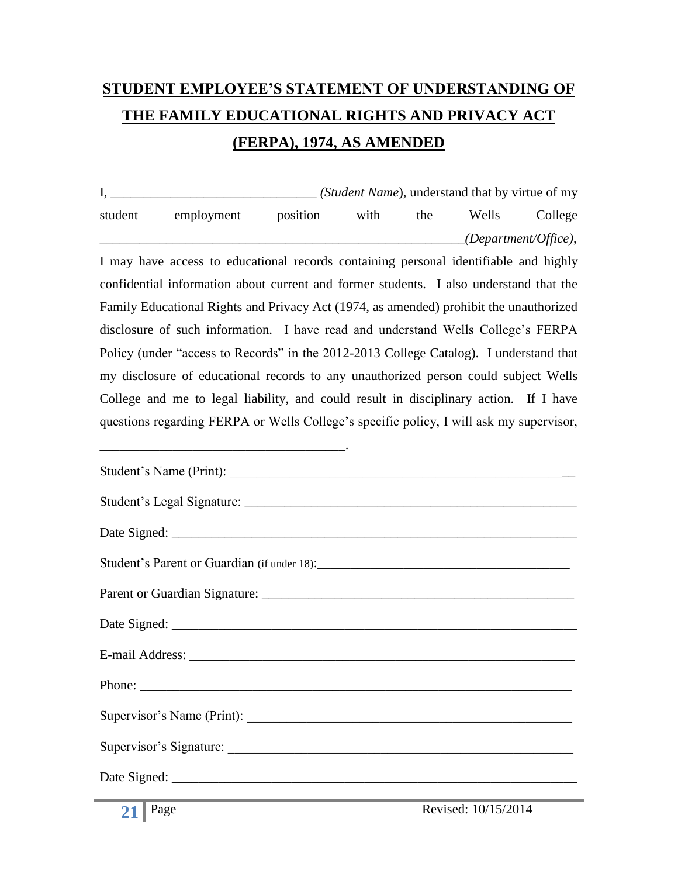# STUDENT EMPLOYEE'S STATEMENT OF UNDERSTANDING OF THE FAMILY EDUCATIONAL RIGHTS AND PRIVACY ACT (FERPA), 1974, AS AMENDED

I, ______________________________ *(Student Name*), understand that by virtue of my student employment position with the Wells College ________________________________________________________*(Department/Office)*, I may have access to educational records containing personal identifiable and highly confidential information about current and former students. I also understand that the Family Educational Rights and Privacy Act (1974, as amended) prohibit the unauthorized disclosure of such information. I have read and understand Wells College's FERPA Policy (under "access to Records" in the 2012-2013 College Catalog). I understand that my disclosure of educational records to any unauthorized person could subject Wells College and me to legal liability, and could result in disciplinary action. If I have questions regarding FERPA or Wells College's specific policy, I will ask my supervisor, ____________________________________.

Student's Name (Print): ____________________________________________________

Student's Legal Signature: __________________________________________________

Date Signed: ____________________________________________________________

Student's Parent or Guardian (if under 18):_____________________________________

Parent or Guardian Signature: _______________________________________________

Date Signed: ____________________________________________________________

E-mail Address: __________________________________________________________

Phone: _________________________________________________________________

Supervisor's Name (Print): _________________________________________________

Supervisor's Signature: ____________________________________________________

Date Signed: ____________________________________________________________

Revised: 10/15/2014